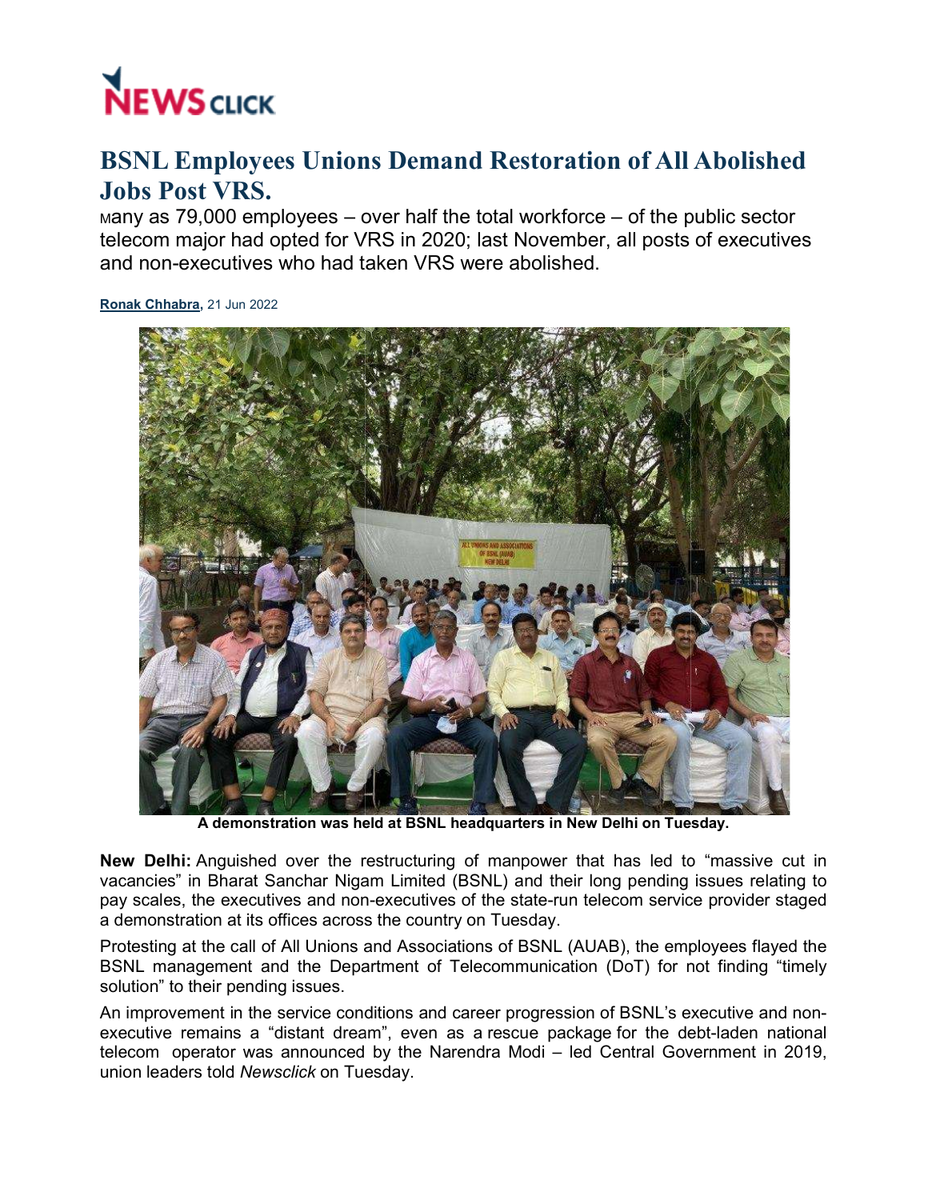# BSNL Employees Unions Demand Restoration of All Abolished Jobs Post VRS.

Many as 79,000 employees – over half the total workforce – of the public sector telecom major had opted for VRS in 2020; last November, all posts of executives and non-executives who had taken VRS were abolished.

**Ronak Chhabra,** 21 Jun 2022

**A demonstration was held at BSNL headquarters in New Delhi on Tuesday.**

**New Delhi:** Anguished over the restructuring of manpower that has led to "massive cut in vacancies" in Bharat Sanchar Nigam Limited (BSNL) and their long pending issues relating to pay scales, the executives and non-executives of the state-run telecom service provider staged a demonstration at its offices across the country on Tuesday.

Protesting at the call of All Unions and Associations of BSNL (AUAB), the employees flayed the BSNL management and the Department of Telecommunication (DoT) for not finding "timely solution" to their pending issues.

An improvement in the service conditions and career progression of BSNL's executive and non-executive remains a "distant dream", even as a rescue package for the debt-laden national telecom operator was announced by the Narendra Modi – led Central Government in 2019, union leaders told *Newsclick* on Tuesday.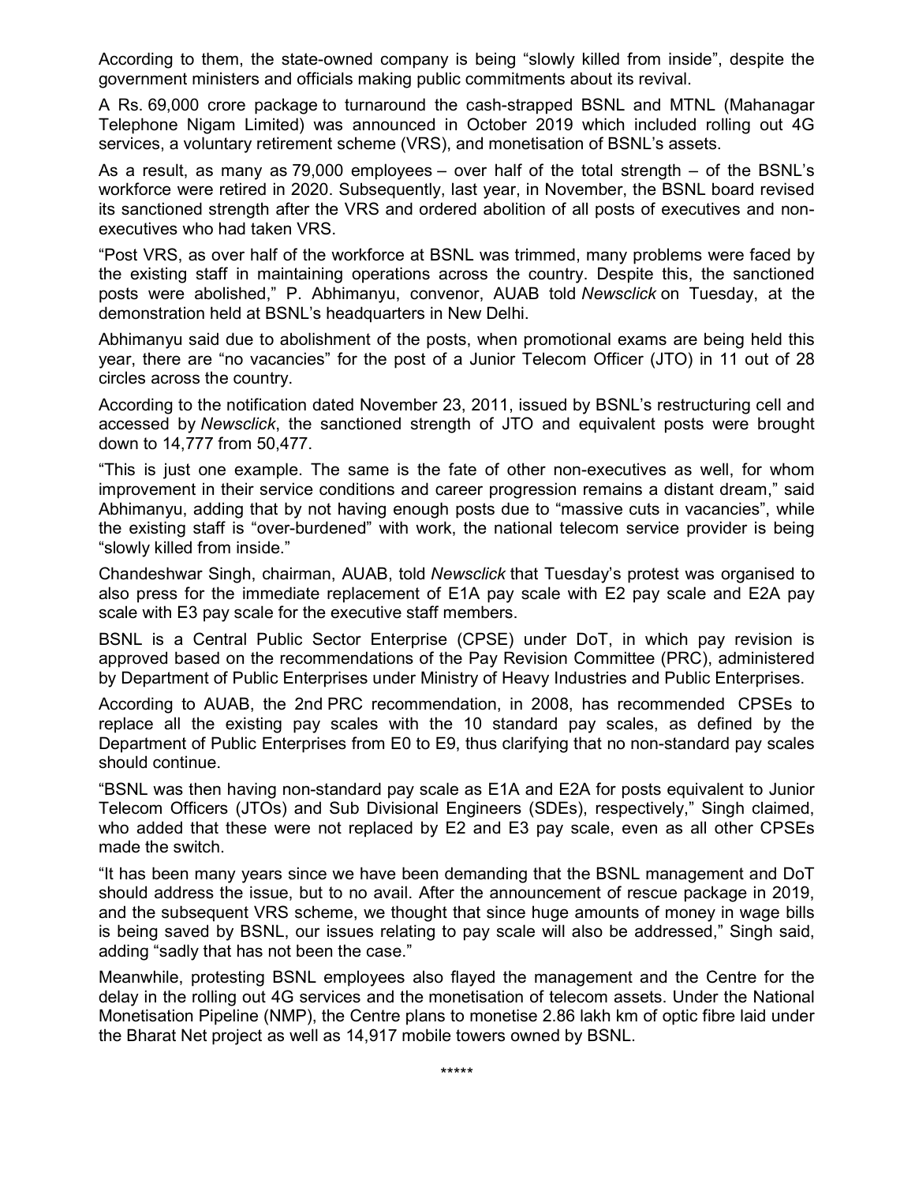According to them, the state-owned company is being "slowly killed from inside", despite the government ministers and officials making public commitments about its revival.

A Rs. 69,000 crore package to turnaround the cash-strapped BSNL and MTNL (Mahanagar Telephone Nigam Limited) was announced in October 2019 which included rolling out 4G services, a voluntary retirement scheme (VRS), and monetisation of BSNL's assets.

As a result, as many as 79,000 employees – over half of the total strength – of the BSNL's workforce were retired in 2020. Subsequently, last year, in November, the BSNL board revised its sanctioned strength after the VRS and ordered abolition of all posts of executives and non-executives who had taken VRS.

"Post VRS, as over half of the workforce at BSNL was trimmed, many problems were faced by the existing staff in maintaining operations across the country. Despite this, the sanctioned posts were abolished," P. Abhimanyu, convenor, AUAB told *Newsclick* on Tuesday, at the demonstration held at BSNL's headquarters in New Delhi.

Abhimanyu said due to abolishment of the posts, when promotional exams are being held this year, there are "no vacancies" for the post of a Junior Telecom Officer (JTO) in 11 out of 28 circles across the country.

According to the notification dated November 23, 2011, issued by BSNL's restructuring cell and accessed by *Newsclick*, the sanctioned strength of JTO and equivalent posts were brought down to 14,777 from 50,477.

"This is just one example. The same is the fate of other non-executives as well, for whom improvement in their service conditions and career progression remains a distant dream," said Abhimanyu, adding that by not having enough posts due to "massive cuts in vacancies", while the existing staff is "over-burdened" with work, the national telecom service provider is being "slowly killed from inside."

Chandeshwar Singh, chairman, AUAB, told *Newsclick* that Tuesday's protest was organised to also press for the immediate replacement of E1A pay scale with E2 pay scale and E2A pay scale with E3 pay scale for the executive staff members.

BSNL is a Central Public Sector Enterprise (CPSE) under DoT, in which pay revision is approved based on the recommendations of the Pay Revision Committee (PRC), administered by Department of Public Enterprises under Ministry of Heavy Industries and Public Enterprises.

According to AUAB, the 2nd PRC recommendation, in 2008, has recommended CPSEs to replace all the existing pay scales with the 10 standard pay scales, as defined by the Department of Public Enterprises from E0 to E9, thus clarifying that no non-standard pay scales should continue.

"BSNL was then having non-standard pay scale as E1A and E2A for posts equivalent to Junior Telecom Officers (JTOs) and Sub Divisional Engineers (SDEs), respectively," Singh claimed, who added that these were not replaced by E2 and E3 pay scale, even as all other CPSEs made the switch.

"It has been many years since we have been demanding that the BSNL management and DoT should address the issue, but to no avail. After the announcement of rescue package in 2019, and the subsequent VRS scheme, we thought that since huge amounts of money in wage bills is being saved by BSNL, our issues relating to pay scale will also be addressed," Singh said, adding "sadly that has not been the case."

Meanwhile, protesting BSNL employees also flayed the management and the Centre for the delay in the rolling out 4G services and the monetisation of telecom assets. Under the National Monetisation Pipeline (NMP), the Centre plans to monetise 2.86 lakh km of optic fibre laid under the Bharat Net project as well as 14,917 mobile towers owned by BSNL.

*****